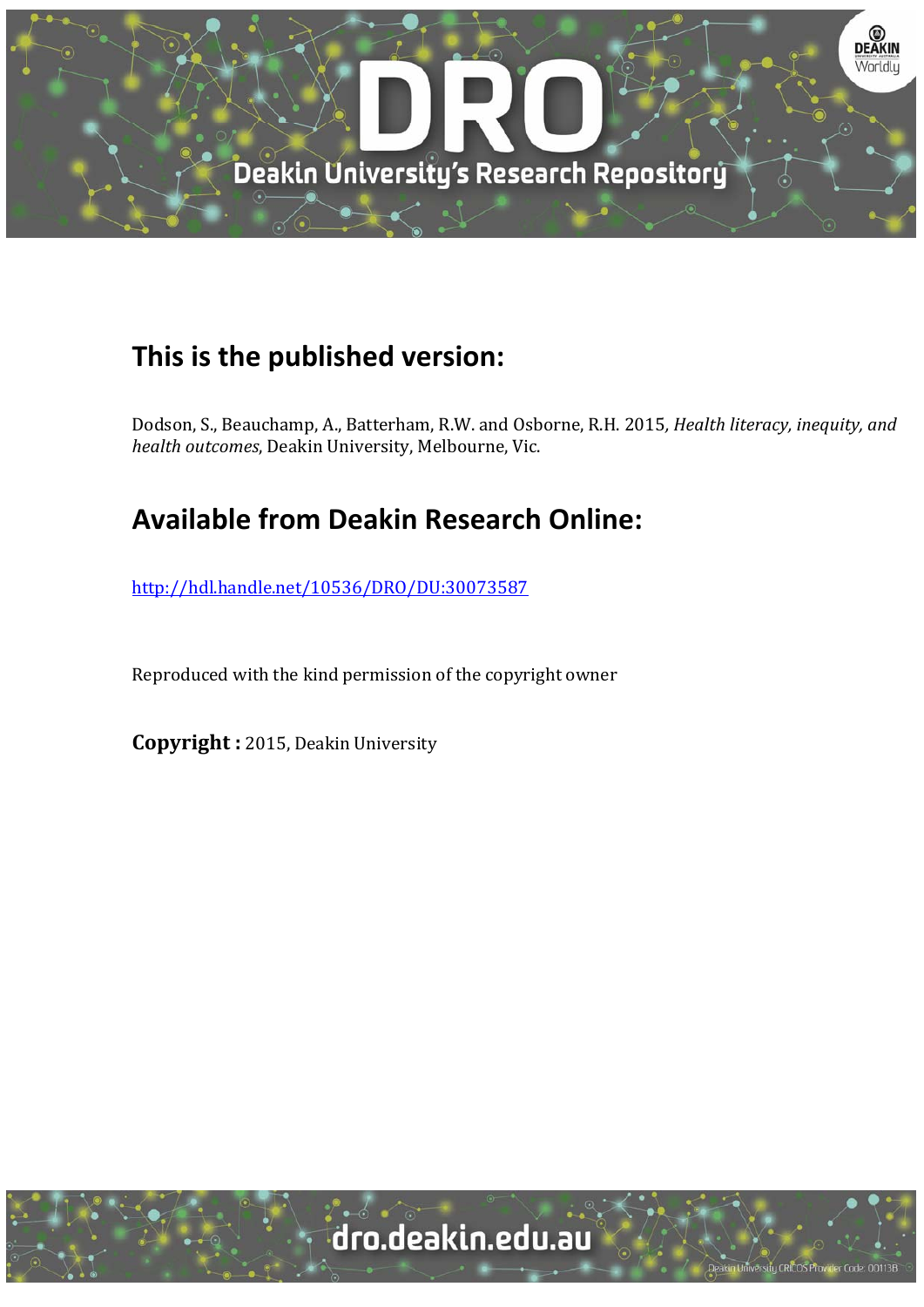## This is the published version:

Dodson, S., Beauchamp, A., Batterham, R.W. and Osborne, R.H. 2015, *Health literacy, inequity, and health outcomes*, Deakin University, Melbourne, Vic.

## Available from Deakin Research Online:

http://hdl.handle.net/10536/DRO/DU:30073587

Reproduced with the kind permission of the copyright owner

**Copyright :** 2015, Deakin University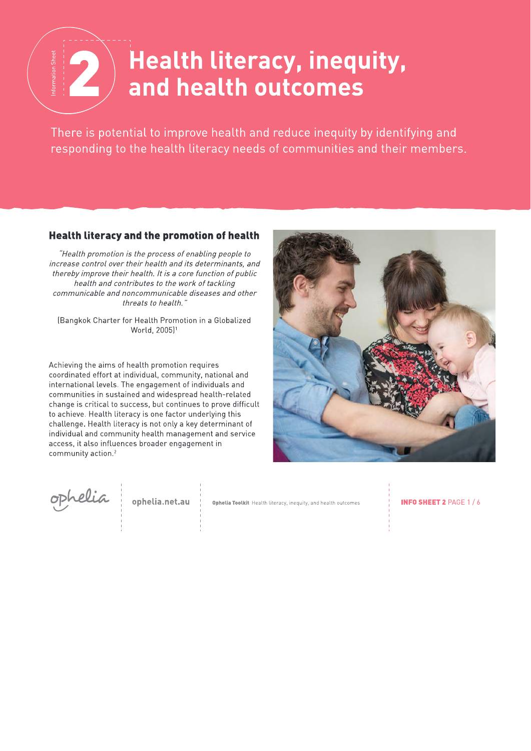# 2 Health literacy, inequity, and health outcomes

There is potential to improve health and reduce inequity by identifying and responding to the health literacy needs of communities and their members.

## Health literacy and the promotion of health

*"Health promotion is the process of enabling people to increase control over their health and its determinants, and thereby improve their health. It is a core function of public health and contributes to the work of tackling communicable and noncommunicable diseases and other threats to health."*

(Bangkok Charter for Health Promotion in a Globalized World, 2005)[1]

Achieving the aims of health promotion requires coordinated effort at individual, community, national and international levels. The engagement of individuals and communities in sustained and widespread health-related change is critical to success, but continues to prove difficult to achieve. Health literacy is one factor underlying this challenge. Health literacy is not only a key determinant of individual and community health management and service access, it also influences broader engagement in community action.[2]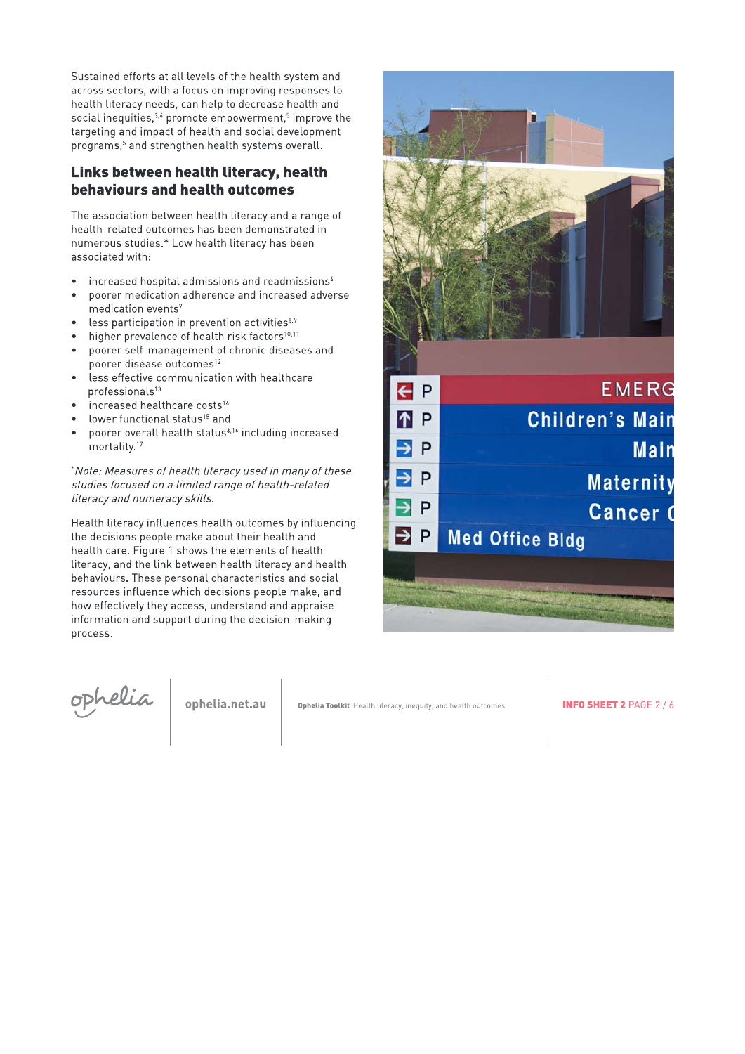Sustained efforts at all levels of the health system and across sectors, with a focus on improving responses to health literacy needs, can help to decrease health and social inequities,[3,4] promote empowerment,[5] improve the targeting and impact of health and social development programs,[5] and strengthen health systems overall.

## Links between health literacy, health behaviours and health outcomes

The association between health literacy and a range of health-related outcomes has been demonstrated in numerous studies.* Low health literacy has been associated with:

- increased hospital admissions and readmissions[6]
- poorer medication adherence and increased adverse medication events[7]
- less participation in prevention activities[8,9]
- higher prevalence of health risk factors[10,11]
- poorer self-management of chronic diseases and poorer disease outcomes[12]
- less effective communication with healthcare professionals[13]
- increased healthcare costs[14]
- lower functional status[15] and
- poorer overall health status[3,16] including increased mortality.[17]

**Note: Measures of health literacy used in many of these studies focused on a limited range of health-related literacy and numeracy skills.*

Health literacy influences health outcomes by influencing the decisions people make about their health and health care. Figure 1 shows the elements of health literacy, and the link between health literacy and health behaviours. These personal characteristics and social resources influence which decisions people make, and how effectively they access, understand and appraise information and support during the decision-making process.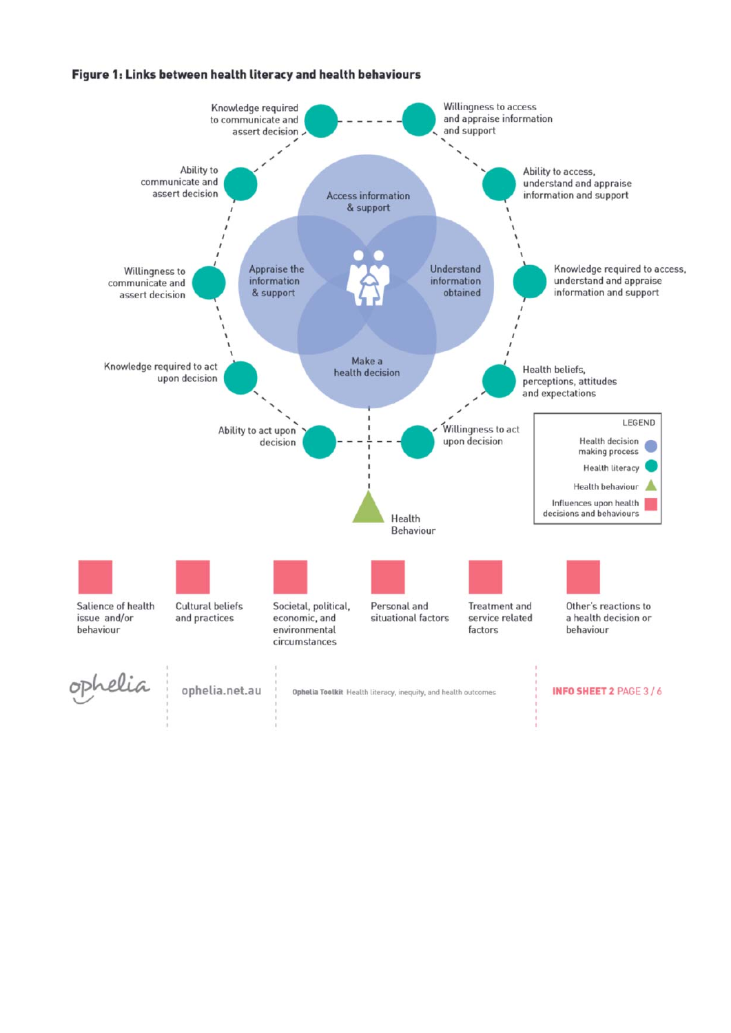**Figure 1: Links between health literacy and health behaviours**

Access information & support

Understand information obtained

Make a health decision

Appraise the information & support

Willingness to access and appraise information and support

Ability to access, understand and appraise information and support

Knowledge required to access, understand and appraise information and support

Health beliefs, perceptions, attitudes and expectations

Willingness to act upon decision

Ability to act upon decision

Knowledge required to act upon decision

Willingness to communicate and assert decision

Ability to communicate and assert decision

Knowledge required to communicate and assert decision

Health Behaviour

LEGEND

- Health decision making process
- Health literacy
- Health behaviour
- Influences upon health decisions and behaviours

Salience of health issue and/or behaviour

Cultural beliefs and practices

Societal, political, economic, and environmental circumstances

Personal and situational factors

Treatment and service related factors

Other's reactions to a health decision or behaviour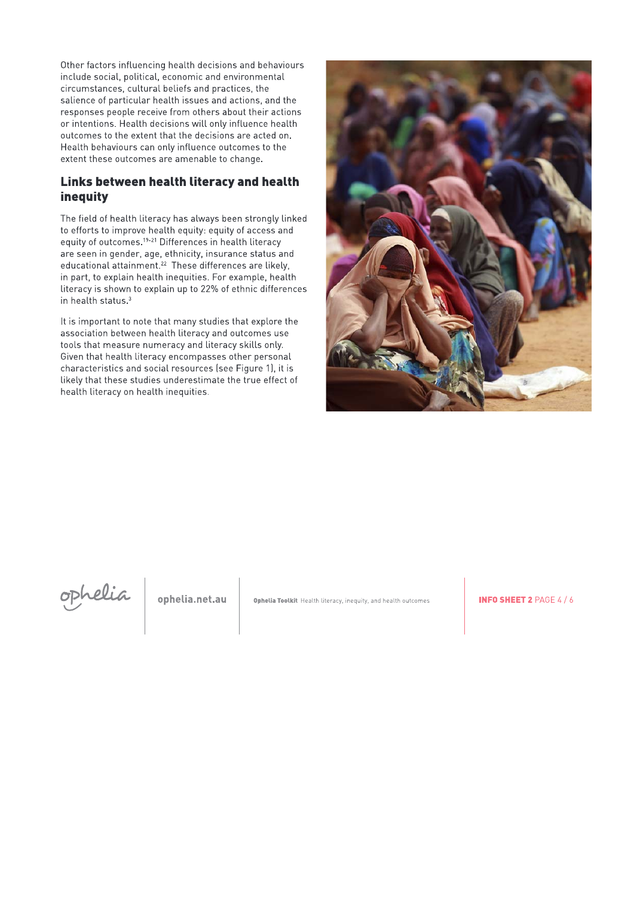Other factors influencing health decisions and behaviours include social, political, economic and environmental circumstances, cultural beliefs and practices, the salience of particular health issues and actions, and the responses people receive from others about their actions or intentions. Health decisions will only influence health outcomes to the extent that the decisions are acted on. Health behaviours can only influence outcomes to the extent these outcomes are amenable to change.

## Links between health literacy and health inequity

The field of health literacy has always been strongly linked to efforts to improve health equity: equity of access and equity of outcomes.[19-21] Differences in health literacy are seen in gender, age, ethnicity, insurance status and educational attainment.[22] These differences are likely, in part, to explain health inequities. For example, health literacy is shown to explain up to 22% of ethnic differences in health status.[3]

It is important to note that many studies that explore the association between health literacy and outcomes use tools that measure numeracy and literacy skills only. Given that health literacy encompasses other personal characteristics and social resources (see Figure 1), it is likely that these studies underestimate the true effect of health literacy on health inequities.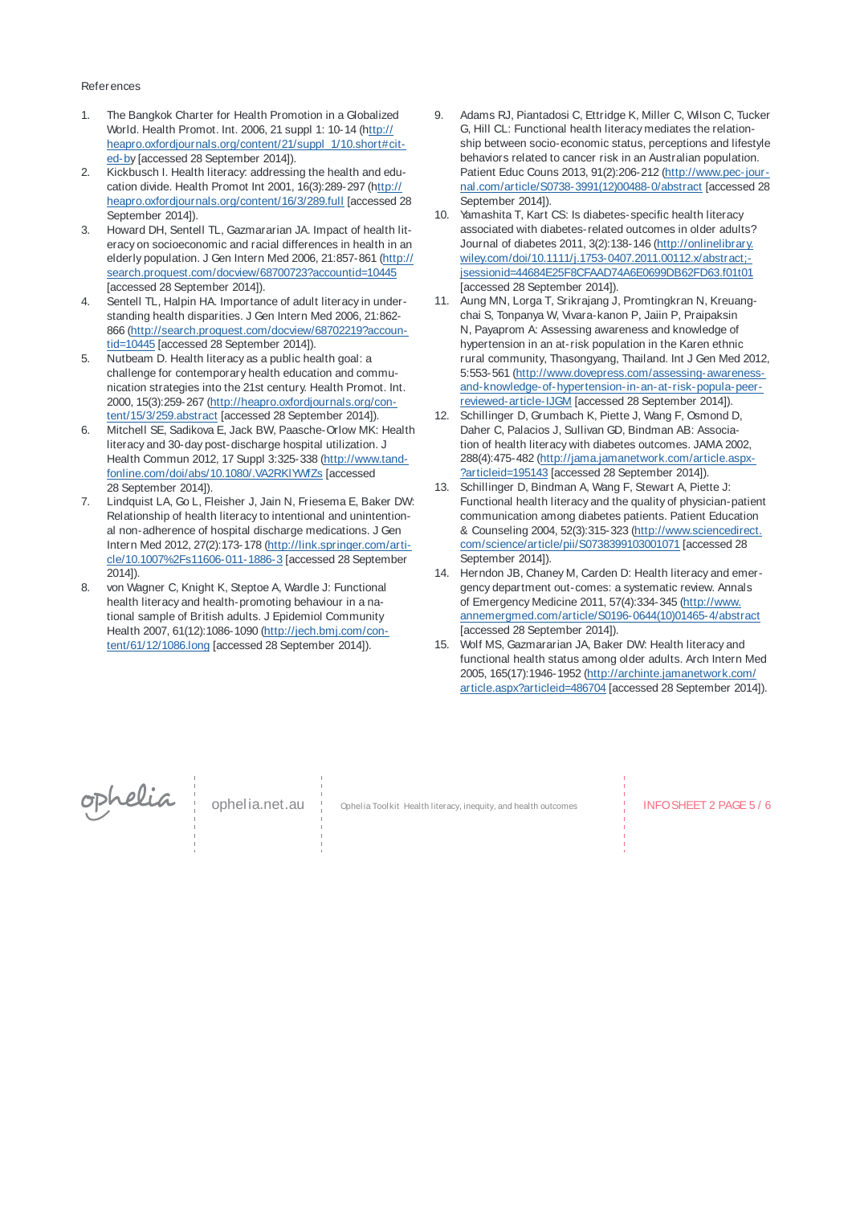References

1. The Bangkok Charter for Health Promotion in a Globalized World. Health Promot. Int. 2006, 21 suppl 1: 10-14 (http://heapro.oxfordjournals.org/content/21/suppl_1/10.short#cited-by [accessed 28 September 2014]).
2. Kickbusch I. Health literacy: addressing the health and education divide. Health Promot Int 2001, 16(3):289-297 (http://heapro.oxfordjournals.org/content/16/3/289.full [accessed 28 September 2014]).
3. Howard DH, Sentell TL, Gazmararian JA. Impact of health literacy on socioeconomic and racial differences in health in an elderly population. J Gen Intern Med 2006, 21:857-861 (http://search.proquest.com/docview/68700723?accountid=10445 [accessed 28 September 2014]).
4. Sentell TL, Halpin HA. Importance of adult literacy in understanding health disparities. J Gen Intern Med 2006, 21:862-866 (http://search.proquest.com/docview/68702219?accountid=10445 [accessed 28 September 2014]).
5. Nutbeam D. Health literacy as a public health goal: a challenge for contemporary health education and communication strategies into the 21st century. Health Promot. Int. 2000, 15(3):259-267 (http://heapro.oxfordjournals.org/content/15/3/259.abstract [accessed 28 September 2014]).
6. Mitchell SE, Sadikova E, Jack BW, Paasche-Orlow MK: Health literacy and 30-day post-discharge hospital utilization. J Health Commun 2012, 17 Suppl 3:325-338 (http://www.tandfonline.com/doi/abs/10.1080/.VA2RKIYWfZs [accessed 28 September 2014]).
7. Lindquist LA, Go L, Fleisher J, Jain N, Friesema E, Baker DW: Relationship of health literacy to intentional and unintentional non-adherence of hospital discharge medications. J Gen Intern Med 2012, 27(2):173-178 (http://link.springer.com/article/10.1007%2Fs11606-011-1886-3 [accessed 28 September 2014]).
8. von Wagner C, Knight K, Steptoe A, Wardle J: Functional health literacy and health-promoting behaviour in a national sample of British adults. J Epidemiol Community Health 2007, 61(12):1086-1090 (http://jech.bmj.com/content/61/12/1086.long [accessed 28 September 2014]).
9. Adams RJ, Piantadosi C, Ettridge K, Miller C, Wilson C, Tucker G, Hill CL: Functional health literacy mediates the relationship between socio-economic status, perceptions and lifestyle behaviors related to cancer risk in an Australian population. Patient Educ Couns 2013, 91(2):206-212 (http://www.pec-journal.com/article/S0738-3991(12)00488-0/abstract [accessed 28 September 2014]).
10. Yamashita T, Kart CS: Is diabetes-specific health literacy associated with diabetes-related outcomes in older adults? Journal of diabetes 2011, 3(2):138-146 (http://onlinelibrary.wiley.com/doi/10.1111/j.1753-0407.2011.00112.x/abstract;jsessionid=44684E25F8CFAAD74A6E0699DB62FD63.f01t01 [accessed 28 September 2014]).
11. Aung MN, Lorga T, Srikrajang J, Promtingkran N, Kreuangchai S, Tonpanya W, Vivara-kanon P, Jaiin P, Praipaksin N, Payaprom A: Assessing awareness and knowledge of hypertension in an at-risk population in the Karen ethnic rural community, Thasongyang, Thailand. Int J Gen Med 2012, 5:553-561 (http://www.dovepress.com/assessing-awareness-and-knowledge-of-hypertension-in-an-at-risk-popula-peer-reviewed-article-IJGM [accessed 28 September 2014]).
12. Schillinger D, Grumbach K, Piette J, Wang F, Osmond D, Daher C, Palacios J, Sullivan GD, Bindman AB: Association of health literacy with diabetes outcomes. JAMA 2002, 288(4):475-482 (http://jama.jamanetwork.com/article.aspx?articleid=195143 [accessed 28 September 2014]).
13. Schillinger D, Bindman A, Wang F, Stewart A, Piette J: Functional health literacy and the quality of physician-patient communication among diabetes patients. Patient Education & Counseling 2004, 52(3):315-323 (http://www.sciencedirect.com/science/article/pii/S0738399103001071 [accessed 28 September 2014]).
14. Herndon JB, Chaney M, Carden D: Health literacy and emergency department out-comes: a systematic review. Annals of Emergency Medicine 2011, 57(4):334-345 (http://www.annemergmed.com/article/S0196-0644(10)01465-4/abstract [accessed 28 September 2014]).
15. Wolf MS, Gazmararian JA, Baker DW: Health literacy and functional health status among older adults. Arch Intern Med 2005, 165(17):1946-1952 (http://archinte.jamanetwork.com/article.aspx?articleid=486704 [accessed 28 September 2014]).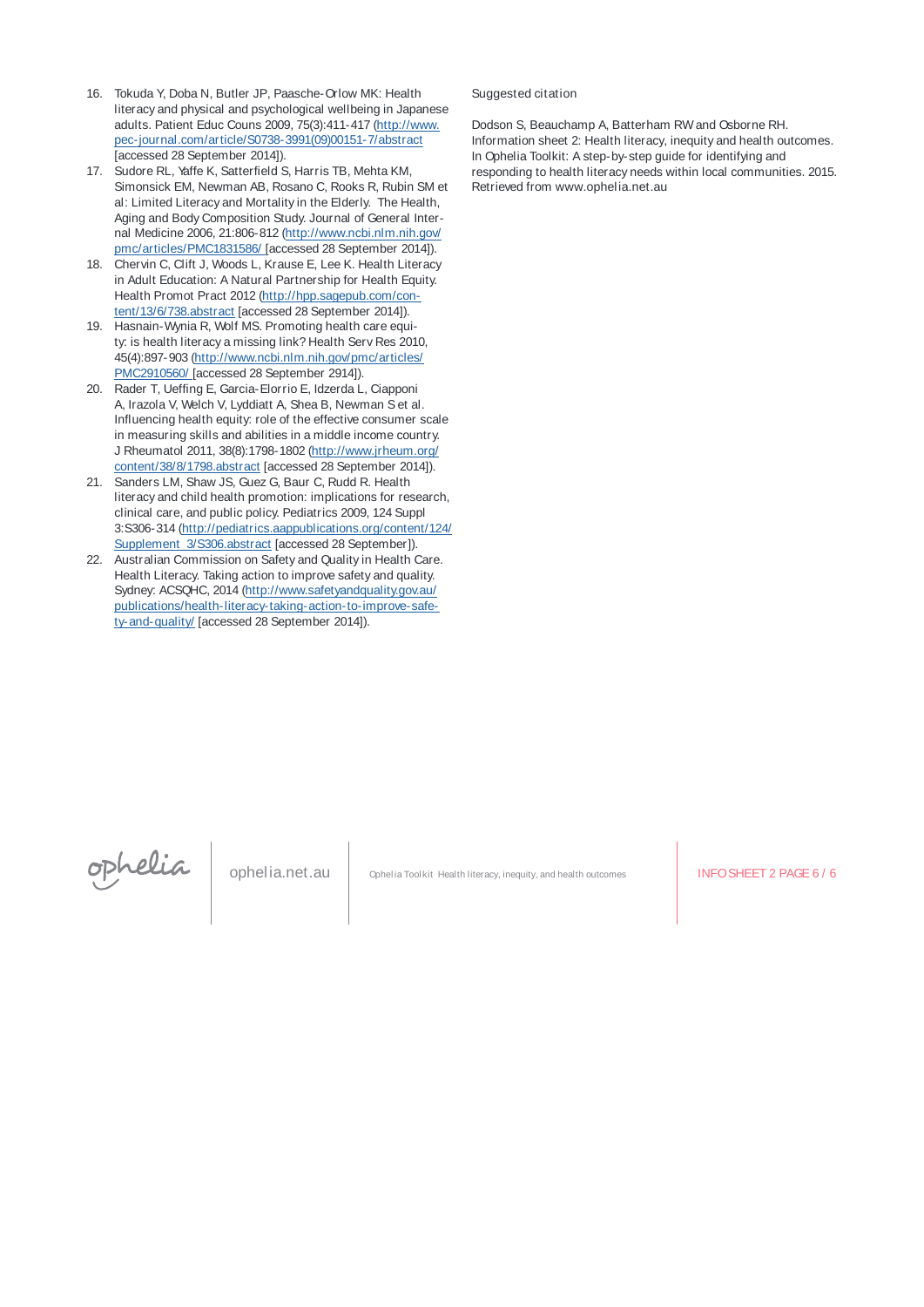16. Tokuda Y, Doba N, Butler JP, Paasche-Orlow MK: Health literacy and physical and psychological wellbeing in Japanese adults. Patient Educ Couns 2009, 75(3):411-417 (http://www.pec-journal.com/article/S0738-3991(09)00151-7/abstract [accessed 28 September 2014]).
17. Sudore RL, Yaffe K, Satterfield S, Harris TB, Mehta KM, Simonsick EM, Newman AB, Rosano C, Rooks R, Rubin SM et al: Limited Literacy and Mortality in the Elderly. The Health, Aging and Body Composition Study. Journal of General Internal Medicine 2006, 21:806-812 (http://www.ncbi.nlm.nih.gov/pmc/articles/PMC1831586/ [accessed 28 September 2014]).
18. Chervin C, Clift J, Woods L, Krause E, Lee K. Health Literacy in Adult Education: A Natural Partnership for Health Equity. Health Promot Pract 2012 (http://hpp.sagepub.com/content/13/6/738.abstract [accessed 28 September 2014]).
19. Hasnain-Wynia R, Wolf MS. Promoting health care equity: is health literacy a missing link? Health Serv Res 2010, 45(4):897-903 (http://www.ncbi.nlm.nih.gov/pmc/articles/PMC2910560/ [accessed 28 September 2914]).
20. Rader T, Ueffing E, Garcia-Elorrio E, Idzerda L, Ciapponi A, Irazola V, Welch V, Lyddiatt A, Shea B, Newman S et al. Influencing health equity: role of the effective consumer scale in measuring skills and abilities in a middle income country. J Rheumatol 2011, 38(8):1798-1802 (http://www.jrheum.org/content/38/8/1798.abstract [accessed 28 September 2014]).
21. Sanders LM, Shaw JS, Guez G, Baur C, Rudd R. Health literacy and child health promotion: implications for research, clinical care, and public policy. Pediatrics 2009, 124 Suppl 3:S306-314 (http://pediatrics.aappublications.org/content/124/Supplement_3/S306.abstract [accessed 28 September]).
22. Australian Commission on Safety and Quality in Health Care. Health Literacy. Taking action to improve safety and quality. Sydney: ACSQHC, 2014 (http://www.safetyandquality.gov.au/publications/health-literacy-taking-action-to-improve-safety-and-quality/ [accessed 28 September 2014]).

Suggested citation

Dodson S, Beauchamp A, Batterham RW and Osborne RH. Information sheet 2: Health literacy, inequity and health outcomes. In Ophelia Toolkit: A step-by-step guide for identifying and responding to health literacy needs within local communities. 2015. Retrieved from www.ophelia.net.au